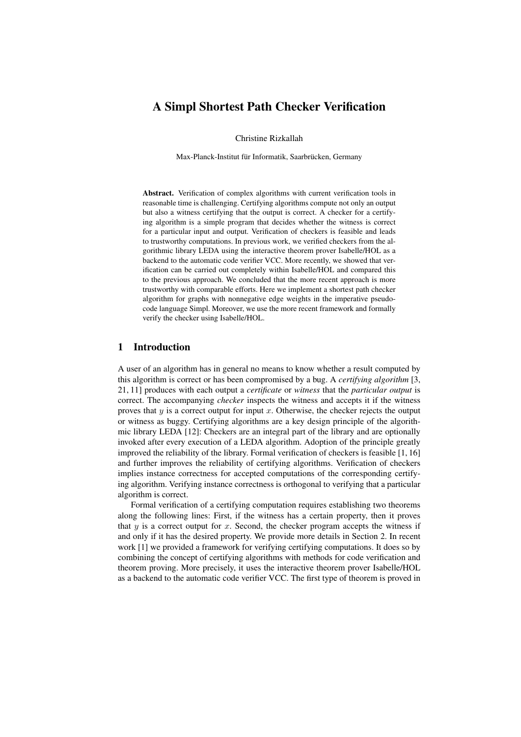# A Simpl Shortest Path Checker Verification

Christine Rizkallah

Max-Planck-Institut für Informatik, Saarbrücken, Germany

**Abstract.** Verification of complex algorithms with current verification tools in reasonable time is challenging. Certifying algorithms compute not only an output but also a witness certifying that the output is correct. A checker for a certifying algorithm is a simple program that decides whether the witness is correct for a particular input and output. Verification of checkers is feasible and leads to trustworthy computations. In previous work, we verified checkers from the algorithmic library LEDA using the interactive theorem prover Isabelle/HOL as a backend to the automatic code verifier VCC. More recently, we showed that verification can be carried out completely within Isabelle/HOL and compared this to the previous approach. We concluded that the more recent approach is more trustworthy with comparable efforts. Here we implement a shortest path checker algorithm for graphs with nonnegative edge weights in the imperative pseudocode language Simpl. Moreover, we use the more recent framework and formally verify the checker using Isabelle/HOL.

## 1 Introduction

A user of an algorithm has in general no means to know whether a result computed by this algorithm is correct or has been compromised by a bug. A *certifying algorithm* [3, 21, 11] produces with each output a *certificate* or *witness* that the *particular output* is correct. The accompanying *checker* inspects the witness and accepts it if the witness proves that $y$ is a correct output for input $x$. Otherwise, the checker rejects the output or witness as buggy. Certifying algorithms are a key design principle of the algorithmic library LEDA [12]: Checkers are an integral part of the library and are optionally invoked after every execution of a LEDA algorithm. Adoption of the principle greatly improved the reliability of the library. Formal verification of checkers is feasible [1, 16] and further improves the reliability of certifying algorithms. Verification of checkers implies instance correctness for accepted computations of the corresponding certifying algorithm. Verifying instance correctness is orthogonal to verifying that a particular algorithm is correct.

Formal verification of a certifying computation requires establishing two theorems along the following lines: First, if the witness has a certain property, then it proves that $y$ is a correct output for $x$. Second, the checker program accepts the witness if and only if it has the desired property. We provide more details in Section 2. In recent work [1] we provided a framework for verifying certifying computations. It does so by combining the concept of certifying algorithms with methods for code verification and theorem proving. More precisely, it uses the interactive theorem prover Isabelle/HOL as a backend to the automatic code verifier VCC. The first type of theorem is proved in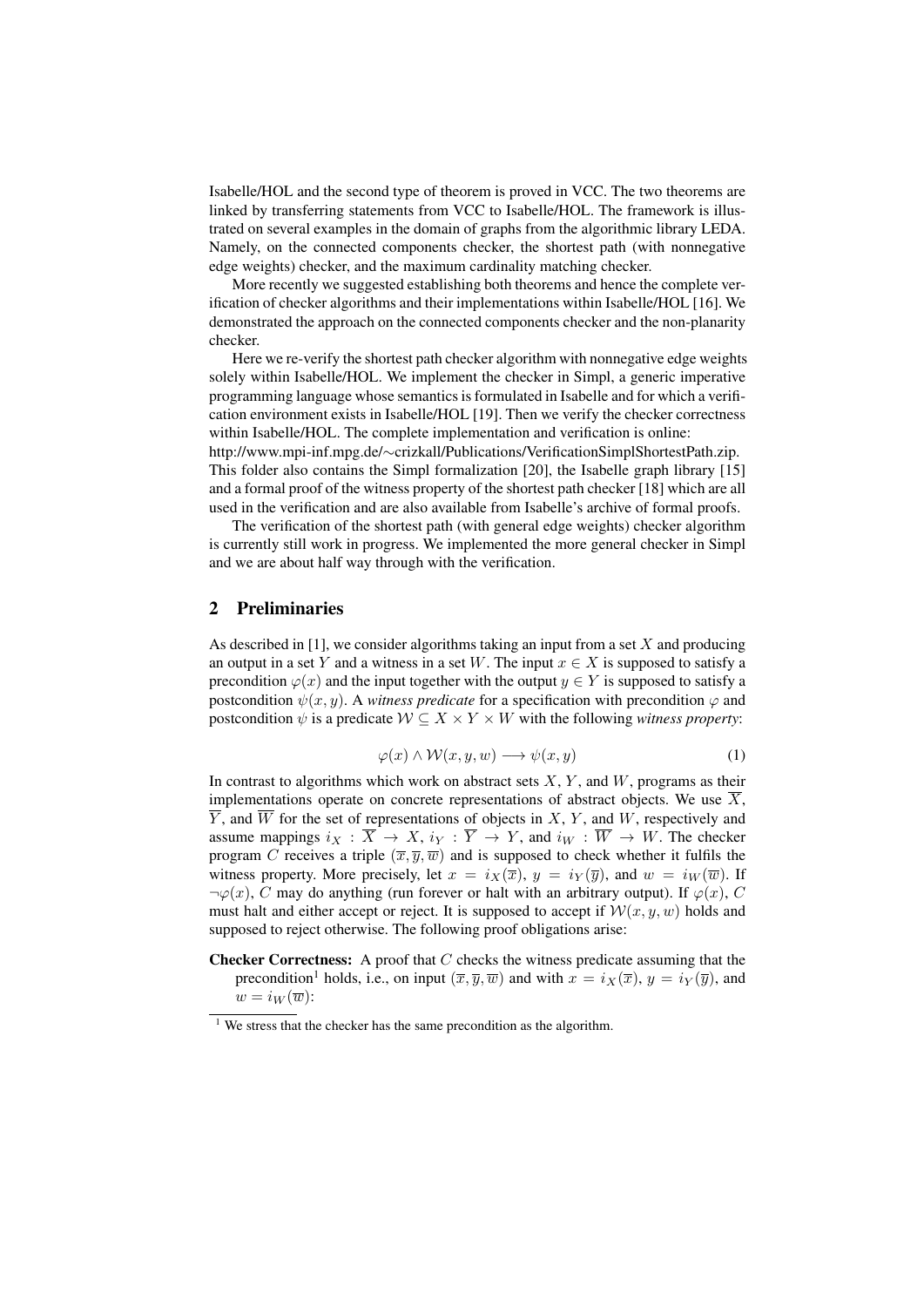Isabelle/HOL and the second type of theorem is proved in VCC. The two theorems are linked by transferring statements from VCC to Isabelle/HOL. The framework is illustrated on several examples in the domain of graphs from the algorithmic library LEDA. Namely, on the connected components checker, the shortest path (with nonnegative edge weights) checker, and the maximum cardinality matching checker.

More recently we suggested establishing both theorems and hence the complete verification of checker algorithms and their implementations within Isabelle/HOL [16]. We demonstrated the approach on the connected components checker and the non-planarity checker.

Here we re-verify the shortest path checker algorithm with nonnegative edge weights solely within Isabelle/HOL. We implement the checker in Simpl, a generic imperative programming language whose semantics is formulated in Isabelle and for which a verification environment exists in Isabelle/HOL [19]. Then we verify the checker correctness within Isabelle/HOL. The complete implementation and verification is online:
http://www.mpi-inf.mpg.de/∼crizkall/Publications/VerificationSimplShortestPath.zip.
This folder also contains the Simpl formalization [20], the Isabelle graph library [15] and a formal proof of the witness property of the shortest path checker [18] which are all used in the verification and are also available from Isabelle's archive of formal proofs.

The verification of the shortest path (with general edge weights) checker algorithm is currently still work in progress. We implemented the more general checker in Simpl and we are about half way through with the verification.

## 2 Preliminaries

As described in [1], we consider algorithms taking an input from a set $X$ and producing an output in a set $Y$ and a witness in a set $W$. The input $x \in X$ is supposed to satisfy a precondition $\varphi(x)$ and the input together with the output $y \in Y$ is supposed to satisfy a postcondition $\psi(x, y)$. A *witness predicate* for a specification with precondition $\varphi$ and postcondition $\psi$ is a predicate $\mathcal{W} \subseteq X \times Y \times W$ with the following *witness property*:

$$\varphi(x) \land \mathcal{W}(x, y, w) \longrightarrow \psi(x, y) \tag{1}$$

In contrast to algorithms which work on abstract sets $X$, $Y$, and $W$, programs as their implementations operate on concrete representations of abstract objects. We use $\overline{X}$, $\overline{Y}$, and $\overline{W}$ for the set of representations of objects in $X$, $Y$, and $W$, respectively and assume mappings $i_X : \overline{X} \to X$, $i_Y : \overline{Y} \to Y$, and $i_W : \overline{W} \to W$. The checker program $C$ receives a triple $(\overline{x}, \overline{y}, \overline{w})$ and is supposed to check whether it fulfils the witness property. More precisely, let $x = i_X(\overline{x})$, $y = i_Y(\overline{y})$, and $w = i_W(\overline{w})$. If $\neg\varphi(x)$, $C$ may do anything (run forever or halt with an arbitrary output). If $\varphi(x)$, $C$ must halt and either accept or reject. It is supposed to accept if $\mathcal{W}(x, y, w)$ holds and supposed to reject otherwise. The following proof obligations arise:

**Checker Correctness:** A proof that $C$ checks the witness predicate assuming that the precondition[1] holds, i.e., on input $(\overline{x}, \overline{y}, \overline{w})$ and with $x = i_X(\overline{x})$, $y = i_Y(\overline{y})$, and $w = i_W(\overline{w})$:

[1] We stress that the checker has the same precondition as the algorithm.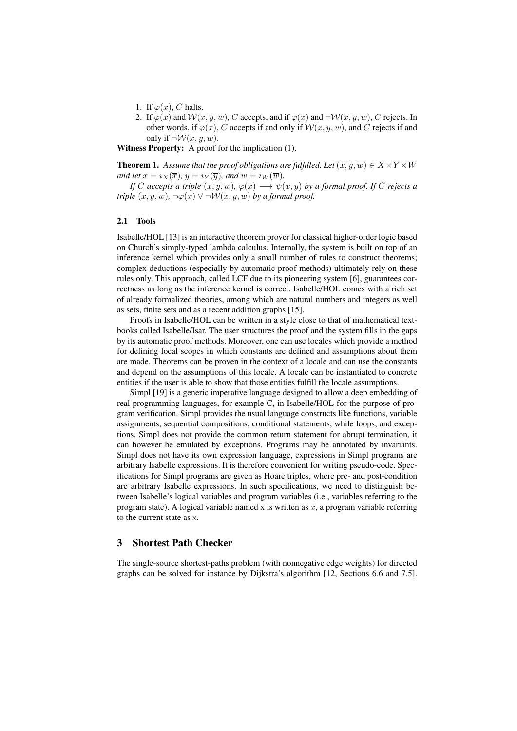1. If $\varphi(x)$, $C$ halts.
2. If $\varphi(x)$ and $\mathcal{W}(x, y, w)$, $C$ accepts, and if $\varphi(x)$ and $\neg\mathcal{W}(x, y, w)$, $C$ rejects. In other words, if $\varphi(x)$, $C$ accepts if and only if $\mathcal{W}(x, y, w)$, and $C$ rejects if and only if $\neg\mathcal{W}(x, y, w)$.

**Witness Property:** A proof for the implication (1).

**Theorem 1.** *Assume that the proof obligations are fulfilled. Let* $(\overline{x}, \overline{y}, \overline{w}) \in \overline{X} \times \overline{Y} \times \overline{W}$ *and let* $x = i_X(\overline{x})$*,* $y = i_Y(\overline{y})$*, and* $w = i_W(\overline{w})$*.*

*If* $C$ *accepts a triple* $(\overline{x}, \overline{y}, \overline{w})$*,* $\varphi(x) \longrightarrow \psi(x, y)$ *by a formal proof. If* $C$ *rejects a triple* $(\overline{x}, \overline{y}, \overline{w})$*,* $\neg\varphi(x) \vee \neg\mathcal{W}(x, y, w)$ *by a formal proof.*

### 2.1 Tools

Isabelle/HOL [13] is an interactive theorem prover for classical higher-order logic based on Church's simply-typed lambda calculus. Internally, the system is built on top of an inference kernel which provides only a small number of rules to construct theorems; complex deductions (especially by automatic proof methods) ultimately rely on these rules only. This approach, called LCF due to its pioneering system [6], guarantees correctness as long as the inference kernel is correct. Isabelle/HOL comes with a rich set of already formalized theories, among which are natural numbers and integers as well as sets, finite sets and as a recent addition graphs [15].

Proofs in Isabelle/HOL can be written in a style close to that of mathematical textbooks called Isabelle/Isar. The user structures the proof and the system fills in the gaps by its automatic proof methods. Moreover, one can use locales which provide a method for defining local scopes in which constants are defined and assumptions about them are made. Theorems can be proven in the context of a locale and can use the constants and depend on the assumptions of this locale. A locale can be instantiated to concrete entities if the user is able to show that those entities fulfill the locale assumptions.

Simpl [19] is a generic imperative language designed to allow a deep embedding of real programming languages, for example C, in Isabelle/HOL for the purpose of program verification. Simpl provides the usual language constructs like functions, variable assignments, sequential compositions, conditional statements, while loops, and exceptions. Simpl does not provide the common return statement for abrupt termination, it can however be emulated by exceptions. Programs may be annotated by invariants. Simpl does not have its own expression language, expressions in Simpl programs are arbitrary Isabelle expressions. It is therefore convenient for writing pseudo-code. Specifications for Simpl programs are given as Hoare triples, where pre- and post-condition are arbitrary Isabelle expressions. In such specifications, we need to distinguish between Isabelle's logical variables and program variables (i.e., variables referring to the program state). A logical variable named x is written as $x$, a program variable referring to the current state as x.

## 3 Shortest Path Checker

The single-source shortest-paths problem (with nonnegative edge weights) for directed graphs can be solved for instance by Dijkstra's algorithm [12, Sections 6.6 and 7.5].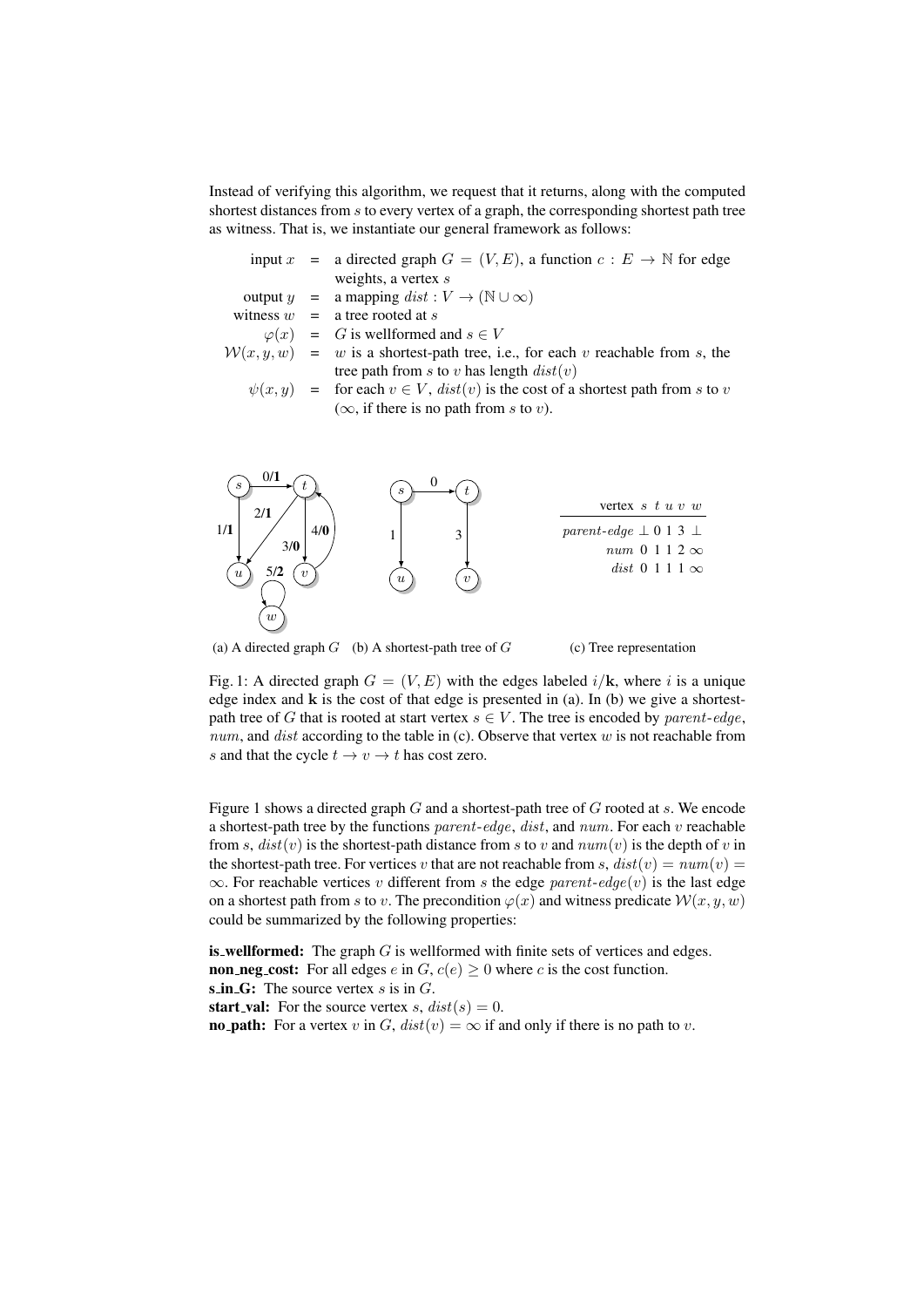Instead of verifying this algorithm, we request that it returns, along with the computed shortest distances from $s$ to every vertex of a graph, the corresponding shortest path tree as witness. That is, we instantiate our general framework as follows:

| | | |
|---|---|---|
| input $x$ | = | a directed graph $G = (V, E)$, a function $c : E \to \mathbb{N}$ for edge weights, a vertex $s$ |
| output $y$ | = | a mapping $dist : V \to (\mathbb{N} \cup \infty)$ |
| witness $w$ | = | a tree rooted at $s$ |
| $\varphi(x)$ | = | $G$ is wellformed and $s \in V$ |
| $\mathcal{W}(x, y, w)$ | = | $w$ is a shortest-path tree, i.e., for each $v$ reachable from $s$, the tree path from $s$ to $v$ has length $dist(v)$ |
| $\psi(x, y)$ | = | for each $v \in V$, $dist(v)$ is the cost of a shortest path from $s$ to $v$ ($\infty$, if there is no path from $s$ to $v$). |

(a) A directed graph $G$ (b) A shortest-path tree of $G$

| vertex | $s$ | $t$ | $u$ | $v$ | $w$ |
|---|---|---|---|---|---|
| *parent-edge* | $\perp$ | 0 | 1 | 3 | $\perp$ |
| *num* | 0 | 1 | 1 | 2 | $\infty$ |
| *dist* | 0 | 1 | 1 | 1 | $\infty$ |

(c) Tree representation

Fig. 1: A directed graph $G = (V, E)$ with the edges labeled $i/\mathbf{k}$, where $i$ is a unique edge index and $\mathbf{k}$ is the cost of that edge is presented in (a). In (b) we give a shortest-path tree of $G$ that is rooted at start vertex $s \in V$. The tree is encoded by *parent-edge*, *num*, and *dist* according to the table in (c). Observe that vertex $w$ is not reachable from $s$ and that the cycle $t \to v \to t$ has cost zero.

Figure 1 shows a directed graph $G$ and a shortest-path tree of $G$ rooted at $s$. We encode a shortest-path tree by the functions *parent-edge*, *dist*, and *num*. For each $v$ reachable from $s$, $dist(v)$ is the shortest-path distance from $s$ to $v$ and $num(v)$ is the depth of $v$ in the shortest-path tree. For vertices $v$ that are not reachable from $s$, $dist(v) = num(v) = \infty$. For reachable vertices $v$ different from $s$ the edge *parent-edge*$(v)$ is the last edge on a shortest path from $s$ to $v$. The precondition $\varphi(x)$ and witness predicate $\mathcal{W}(x, y, w)$ could be summarized by the following properties:

**is_wellformed:** The graph $G$ is wellformed with finite sets of vertices and edges.
**non_neg_cost:** For all edges $e$ in $G$, $c(e) \geq 0$ where $c$ is the cost function.
**s_in_G:** The source vertex $s$ is in $G$.
**start_val:** For the source vertex $s$, $dist(s) = 0$.
**no_path:** For a vertex $v$ in $G$, $dist(v) = \infty$ if and only if there is no path to $v$.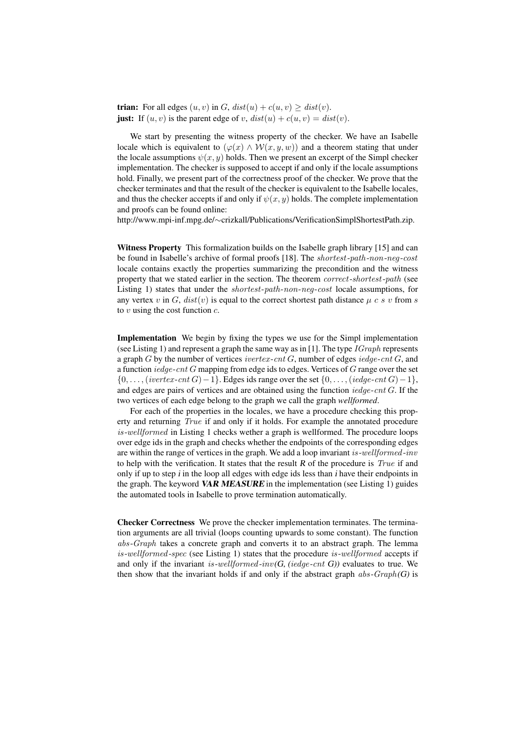**trian:** For all edges $(u, v)$ in $G$, $dist(u) + c(u, v) \geq dist(v)$.
**just:** If $(u, v)$ is the parent edge of $v$, $dist(u) + c(u, v) = dist(v)$.

We start by presenting the witness property of the checker. We have an Isabelle locale which is equivalent to $(\varphi(x) \wedge \mathcal{W}(x, y, w))$ and a theorem stating that under the locale assumptions $\psi(x, y)$ holds. Then we present an excerpt of the Simpl checker implementation. The checker is supposed to accept if and only if the locale assumptions hold. Finally, we present part of the correctness proof of the checker. We prove that the checker terminates and that the result of the checker is equivalent to the Isabelle locales, and thus the checker accepts if and only if $\psi(x, y)$ holds. The complete implementation and proofs can be found online:
http://www.mpi-inf.mpg.de/∼crizkall/Publications/VerificationSimplShortestPath.zip.

**Witness Property** This formalization builds on the Isabelle graph library [15] and can be found in Isabelle's archive of formal proofs [18]. The *shortest-path-non-neg-cost* locale contains exactly the properties summarizing the precondition and the witness property that we stated earlier in the section. The theorem *correct-shortest-path* (see Listing 1) states that under the *shortest-path-non-neg-cost* locale assumptions, for any vertex $v$ in $G$, $dist(v)$ is equal to the correct shortest path distance $\mu\ c\ s\ v$ from $s$ to $v$ using the cost function $c$.

**Implementation** We begin by fixing the types we use for the Simpl implementation (see Listing 1) and represent a graph the same way as in [1]. The type *IGraph* represents a graph $G$ by the number of vertices *ivertex-cnt* $G$, number of edges *iedge-cnt* $G$, and a function *iedge-cnt* $G$ mapping from edge ids to edges. Vertices of $G$ range over the set $\{0, \ldots, (ivertex\text{-}cnt\ G) - 1\}$. Edges ids range over the set $\{0, \ldots, (iedge\text{-}cnt\ G) - 1\}$, and edges are pairs of vertices and are obtained using the function *iedge-cnt* $G$. If the two vertices of each edge belong to the graph we call the graph *wellformed*.

For each of the properties in the locales, we have a procedure checking this property and returning *True* if and only if it holds. For example the annotated procedure *is-wellformed* in Listing 1 checks wether a graph is wellformed. The procedure loops over edge ids in the graph and checks whether the endpoints of the corresponding edges are within the range of vertices in the graph. We add a loop invariant *is-wellformed-inv* to help with the verification. It states that the result *R* of the procedure is *True* if and only if up to step *i* in the loop all edges with edge ids less than *i* have their endpoints in the graph. The keyword ***VAR MEASURE*** in the implementation (see Listing 1) guides the automated tools in Isabelle to prove termination automatically.

**Checker Correctness** We prove the checker implementation terminates. The termination arguments are all trivial (loops counting upwards to some constant). The function *abs-Graph* takes a concrete graph and converts it to an abstract graph. The lemma *is-wellformed-spec* (see Listing 1) states that the procedure *is-wellformed* accepts if and only if the invariant *is-wellformed-inv(G, (iedge-cnt G))* evaluates to true. We then show that the invariant holds if and only if the abstract graph *abs-Graph(G)* is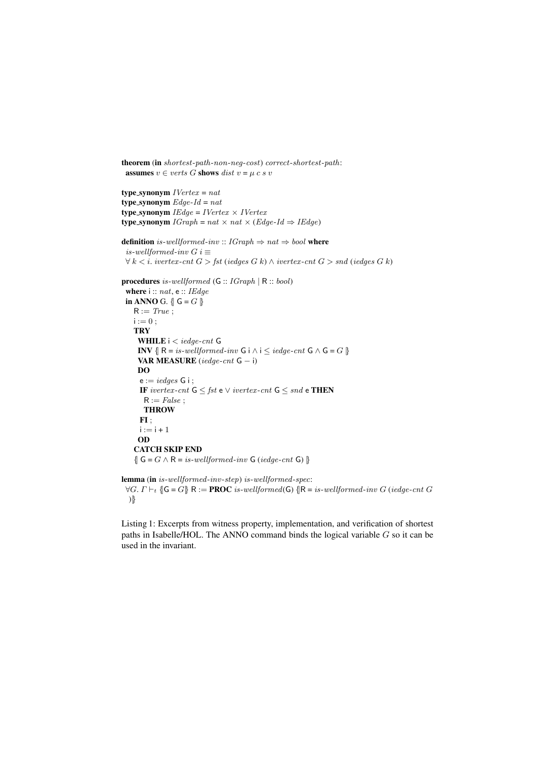```
theorem (in shortest-path-non-neg-cost) correct-shortest-path:
  assumes v ∈ verts G shows dist v = μ c s v

type_synonym IVertex = nat
type_synonym Edge-Id = nat
type_synonym IEdge = IVertex × IVertex
type_synonym IGraph = nat × nat × (Edge-Id ⇒ IEdge)

definition is-wellformed-inv :: IGraph ⇒ nat ⇒ bool where
  is-wellformed-inv G i ≡
  ∀ k < i. ivertex-cnt G > fst (iedges G k) ∧ ivertex-cnt G > snd (iedges G k)

procedures is-wellformed (G :: IGraph | R :: bool)
  where i :: nat, e :: IEdge
  in ANNO G. {| G = G |}
    R := True ;
    i := 0 ;
    TRY
      WHILE i < iedge-cnt G
      INV {| R = is-wellformed-inv G i ∧ i ≤ iedge-cnt G ∧ G = G |}
      VAR MEASURE (iedge-cnt G − i)
      DO
       e := iedges G i ;
       IF ivertex-cnt G ≤ fst e ∨ ivertex-cnt G ≤ snd e THEN
         R := False ;
         THROW
       FI ;
       i := i + 1
      OD
    CATCH SKIP END
    {| G = G ∧ R = is-wellformed-inv G (iedge-cnt G) |}

lemma (in is-wellformed-inv-step) is-wellformed-spec:
  ∀G. Γ ⊢t {|G = G|} R := PROC is-wellformed(G) {|R = is-wellformed-inv G (iedge-cnt G
    )|}
```

Listing 1: Excerpts from witness property, implementation, and verification of shortest paths in Isabelle/HOL. The ANNO command binds the logical variable $G$ so it can be used in the invariant.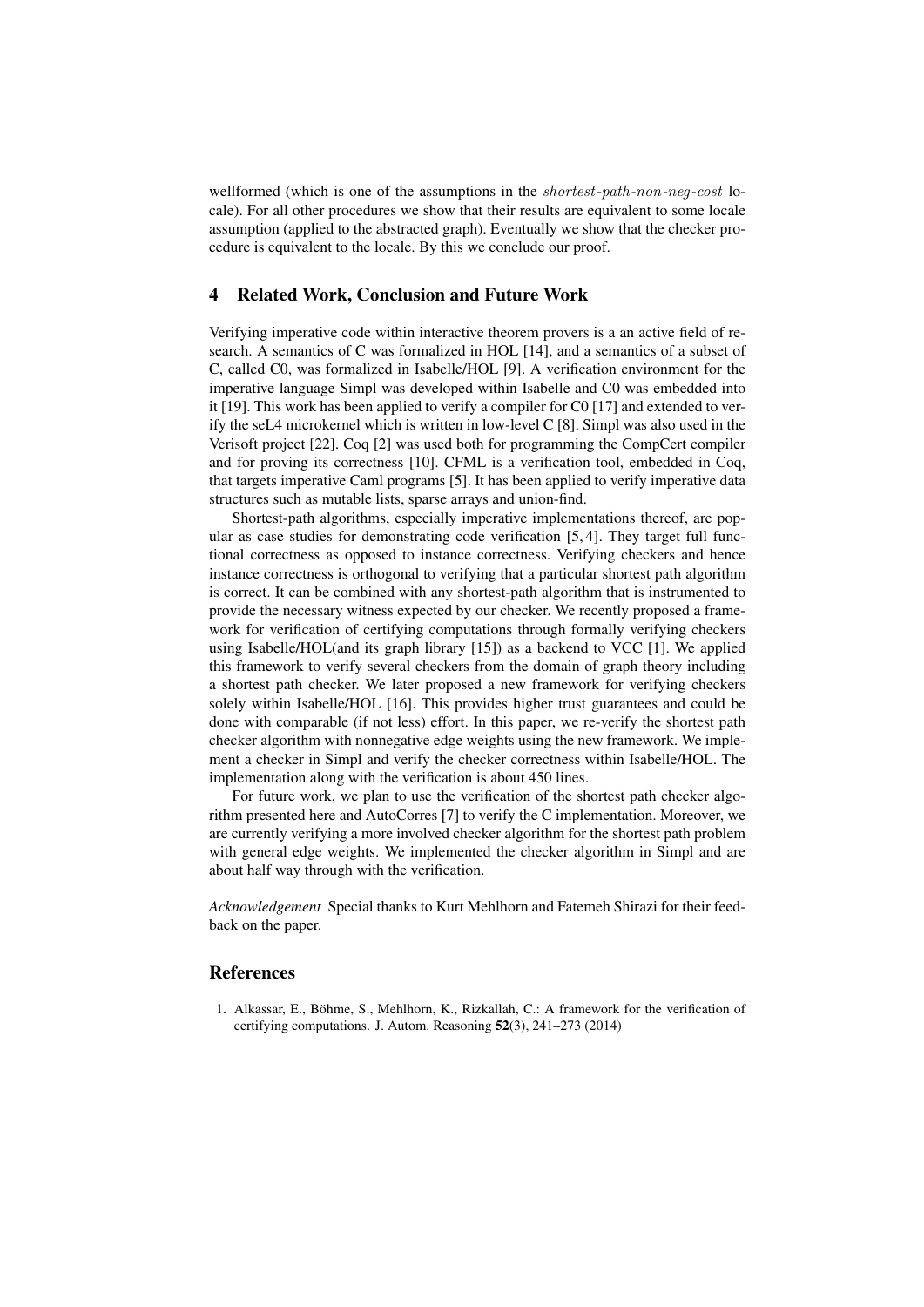wellformed (which is one of the assumptions in the *shortest-path-non-neg-cost* locale). For all other procedures we show that their results are equivalent to some locale assumption (applied to the abstracted graph). Eventually we show that the checker procedure is equivalent to the locale. By this we conclude our proof.

## 4 Related Work, Conclusion and Future Work

Verifying imperative code within interactive theorem provers is a an active field of research. A semantics of C was formalized in HOL [14], and a semantics of a subset of C, called C0, was formalized in Isabelle/HOL [9]. A verification environment for the imperative language Simpl was developed within Isabelle and C0 was embedded into it [19]. This work has been applied to verify a compiler for C0 [17] and extended to verify the seL4 microkernel which is written in low-level C [8]. Simpl was also used in the Verisoft project [22]. Coq [2] was used both for programming the CompCert compiler and for proving its correctness [10]. CFML is a verification tool, embedded in Coq, that targets imperative Caml programs [5]. It has been applied to verify imperative data structures such as mutable lists, sparse arrays and union-find.

Shortest-path algorithms, especially imperative implementations thereof, are popular as case studies for demonstrating code verification [5, 4]. They target full functional correctness as opposed to instance correctness. Verifying checkers and hence instance correctness is orthogonal to verifying that a particular shortest path algorithm is correct. It can be combined with any shortest-path algorithm that is instrumented to provide the necessary witness expected by our checker. We recently proposed a framework for verification of certifying computations through formally verifying checkers using Isabelle/HOL(and its graph library [15]) as a backend to VCC [1]. We applied this framework to verify several checkers from the domain of graph theory including a shortest path checker. We later proposed a new framework for verifying checkers solely within Isabelle/HOL [16]. This provides higher trust guarantees and could be done with comparable (if not less) effort. In this paper, we re-verify the shortest path checker algorithm with nonnegative edge weights using the new framework. We implement a checker in Simpl and verify the checker correctness within Isabelle/HOL. The implementation along with the verification is about 450 lines.

For future work, we plan to use the verification of the shortest path checker algorithm presented here and AutoCorres [7] to verify the C implementation. Moreover, we are currently verifying a more involved checker algorithm for the shortest path problem with general edge weights. We implemented the checker algorithm in Simpl and are about half way through with the verification.

*Acknowledgement* Special thanks to Kurt Mehlhorn and Fatemeh Shirazi for their feedback on the paper.

## References

1. Alkassar, E., Böhme, S., Mehlhorn, K., Rizkallah, C.: A framework for the verification of certifying computations. J. Autom. Reasoning **52**(3), 241–273 (2014)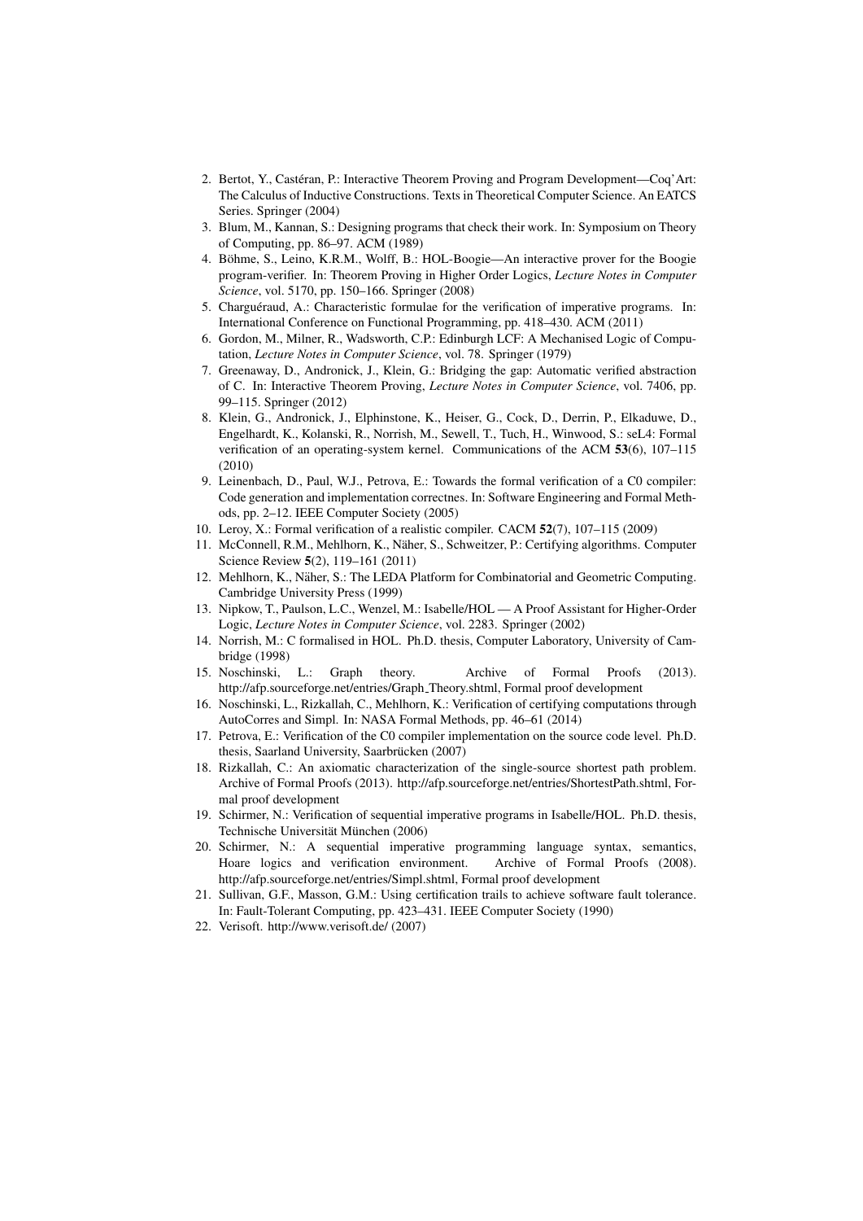2. Bertot, Y., Castéran, P.: Interactive Theorem Proving and Program Development—Coq'Art: The Calculus of Inductive Constructions. Texts in Theoretical Computer Science. An EATCS Series. Springer (2004)
3. Blum, M., Kannan, S.: Designing programs that check their work. In: Symposium on Theory of Computing, pp. 86–97. ACM (1989)
4. Böhme, S., Leino, K.R.M., Wolff, B.: HOL-Boogie—An interactive prover for the Boogie program-verifier. In: Theorem Proving in Higher Order Logics, *Lecture Notes in Computer Science*, vol. 5170, pp. 150–166. Springer (2008)
5. Charguéraud, A.: Characteristic formulae for the verification of imperative programs. In: International Conference on Functional Programming, pp. 418–430. ACM (2011)
6. Gordon, M., Milner, R., Wadsworth, C.P.: Edinburgh LCF: A Mechanised Logic of Computation, *Lecture Notes in Computer Science*, vol. 78. Springer (1979)
7. Greenaway, D., Andronick, J., Klein, G.: Bridging the gap: Automatic verified abstraction of C. In: Interactive Theorem Proving, *Lecture Notes in Computer Science*, vol. 7406, pp. 99–115. Springer (2012)
8. Klein, G., Andronick, J., Elphinstone, K., Heiser, G., Cock, D., Derrin, P., Elkaduwe, D., Engelhardt, K., Kolanski, R., Norrish, M., Sewell, T., Tuch, H., Winwood, S.: seL4: Formal verification of an operating-system kernel. Communications of the ACM **53**(6), 107–115 (2010)
9. Leinenbach, D., Paul, W.J., Petrova, E.: Towards the formal verification of a C0 compiler: Code generation and implementation correctnes. In: Software Engineering and Formal Methods, pp. 2–12. IEEE Computer Society (2005)
10. Leroy, X.: Formal verification of a realistic compiler. CACM **52**(7), 107–115 (2009)
11. McConnell, R.M., Mehlhorn, K., Näher, S., Schweitzer, P.: Certifying algorithms. Computer Science Review **5**(2), 119–161 (2011)
12. Mehlhorn, K., Näher, S.: The LEDA Platform for Combinatorial and Geometric Computing. Cambridge University Press (1999)
13. Nipkow, T., Paulson, L.C., Wenzel, M.: Isabelle/HOL — A Proof Assistant for Higher-Order Logic, *Lecture Notes in Computer Science*, vol. 2283. Springer (2002)
14. Norrish, M.: C formalised in HOL. Ph.D. thesis, Computer Laboratory, University of Cambridge (1998)
15. Noschinski, L.: Graph theory. Archive of Formal Proofs (2013). http://afp.sourceforge.net/entries/Graph_Theory.shtml, Formal proof development
16. Noschinski, L., Rizkallah, C., Mehlhorn, K.: Verification of certifying computations through AutoCorres and Simpl. In: NASA Formal Methods, pp. 46–61 (2014)
17. Petrova, E.: Verification of the C0 compiler implementation on the source code level. Ph.D. thesis, Saarland University, Saarbrücken (2007)
18. Rizkallah, C.: An axiomatic characterization of the single-source shortest path problem. Archive of Formal Proofs (2013). http://afp.sourceforge.net/entries/ShortestPath.shtml, Formal proof development
19. Schirmer, N.: Verification of sequential imperative programs in Isabelle/HOL. Ph.D. thesis, Technische Universität München (2006)
20. Schirmer, N.: A sequential imperative programming language syntax, semantics, Hoare logics and verification environment. Archive of Formal Proofs (2008). http://afp.sourceforge.net/entries/Simpl.shtml, Formal proof development
21. Sullivan, G.F., Masson, G.M.: Using certification trails to achieve software fault tolerance. In: Fault-Tolerant Computing, pp. 423–431. IEEE Computer Society (1990)
22. Verisoft. http://www.verisoft.de/ (2007)